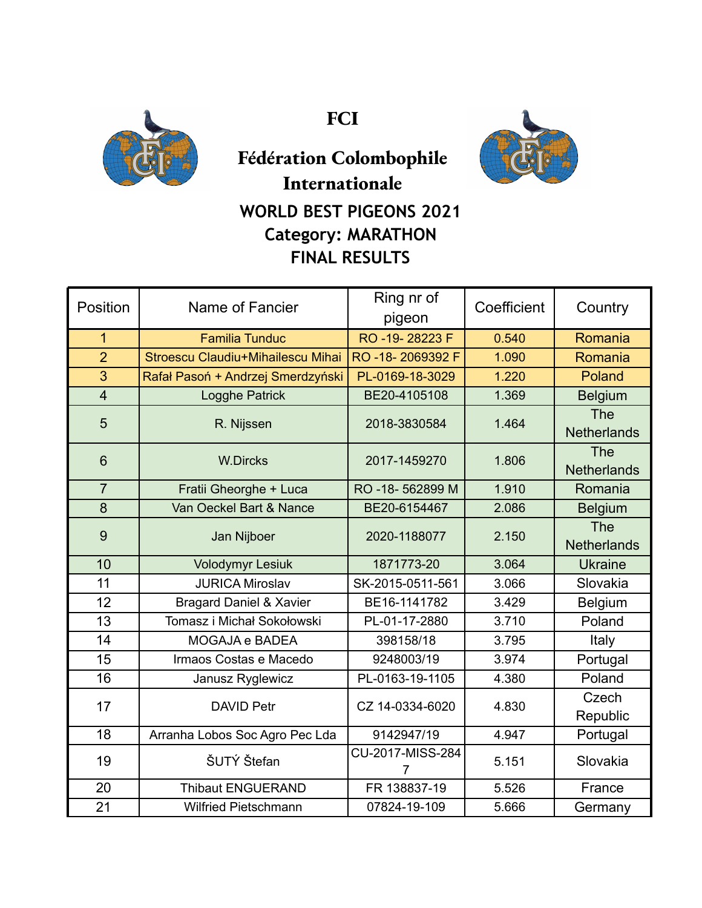# FCI

## Fédération Colombophile Internationale

### WORLD BEST PIGEONS 2021
### Category: MARATHON
### FINAL RESULTS

| Position | Name of Fancier | Ring nr of pigeon | Coefficient | Country |
|---|---|---|---|---|
| 1 | Familia Tunduc | RO -19- 28223 F | 0.540 | Romania |
| 2 | Stroescu Claudiu+Mihailescu Mihai | RO -18- 2069392 F | 1.090 | Romania |
| 3 | Rafał Pasoń + Andrzej Smerdzyński | PL-0169-18-3029 | 1.220 | Poland |
| 4 | Logghe Patrick | BE20-4105108 | 1.369 | Belgium |
| 5 | R. Nijssen | 2018-3830584 | 1.464 | The Netherlands |
| 6 | W.Dircks | 2017-1459270 | 1.806 | The Netherlands |
| 7 | Fratii Gheorghe + Luca | RO -18- 562899 M | 1.910 | Romania |
| 8 | Van Oeckel Bart & Nance | BE20-6154467 | 2.086 | Belgium |
| 9 | Jan Nijboer | 2020-1188077 | 2.150 | The Netherlands |
| 10 | Volodymyr Lesiuk | 1871773-20 | 3.064 | Ukraine |
| 11 | JURICA Miroslav | SK-2015-0511-561 | 3.066 | Slovakia |
| 12 | Bragard Daniel & Xavier | BE16-1141782 | 3.429 | Belgium |
| 13 | Tomasz i Michał Sokołowski | PL-01-17-2880 | 3.710 | Poland |
| 14 | MOGAJA e BADEA | 398158/18 | 3.795 | Italy |
| 15 | Irmaos Costas e Macedo | 9248003/19 | 3.974 | Portugal |
| 16 | Janusz Ryglewicz | PL-0163-19-1105 | 4.380 | Poland |
| 17 | DAVID Petr | CZ 14-0334-6020 | 4.830 | Czech Republic |
| 18 | Arranha Lobos Soc Agro Pec Lda | 9142947/19 | 4.947 | Portugal |
| 19 | ŠUTÝ Štefan | CU-2017-MISS-2847 | 5.151 | Slovakia |
| 20 | Thibaut ENGUERAND | FR 138837-19 | 5.526 | France |
| 21 | Wilfried Pietschmann | 07824-19-109 | 5.666 | Germany |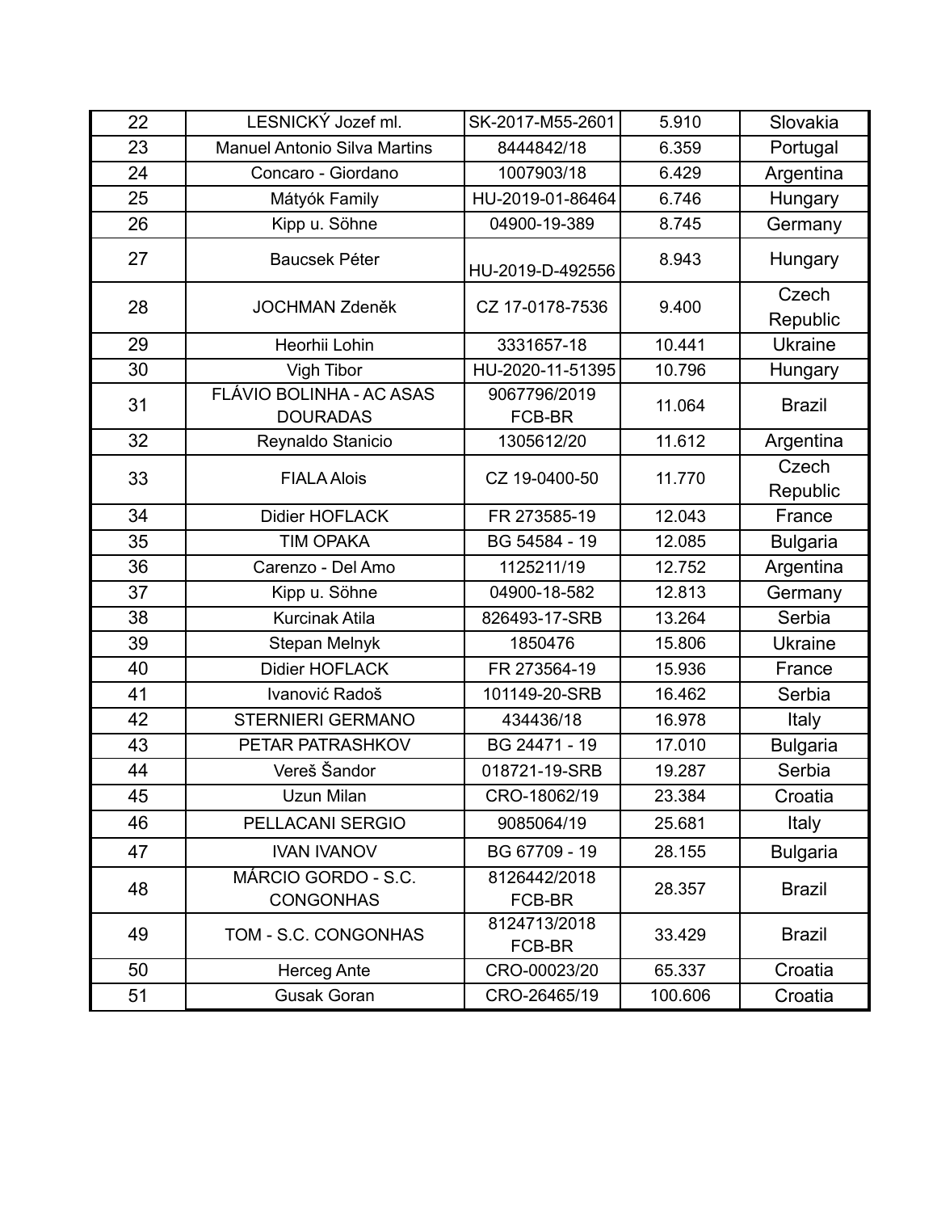| | | | | |
|---|---|---|---|---|
| 22 | LESNICKÝ Jozef ml. | SK-2017-M55-2601 | 5.910 | Slovakia |
| 23 | Manuel Antonio Silva Martins | 8444842/18 | 6.359 | Portugal |
| 24 | Concaro - Giordano | 1007903/18 | 6.429 | Argentina |
| 25 | Mátyók Family | HU-2019-01-86464 | 6.746 | Hungary |
| 26 | Kipp u. Söhne | 04900-19-389 | 8.745 | Germany |
| 27 | Baucsek Péter | HU-2019-D-492556 | 8.943 | Hungary |
| 28 | JOCHMAN Zdeněk | CZ 17-0178-7536 | 9.400 | Czech Republic |
| 29 | Heorhii Lohin | 3331657-18 | 10.441 | Ukraine |
| 30 | Vigh Tibor | HU-2020-11-51395 | 10.796 | Hungary |
| 31 | FLÁVIO BOLINHA - AC ASAS DOURADAS | 9067796/2019 FCB-BR | 11.064 | Brazil |
| 32 | Reynaldo Stanicio | 1305612/20 | 11.612 | Argentina |
| 33 | FIALA Alois | CZ 19-0400-50 | 11.770 | Czech Republic |
| 34 | Didier HOFLACK | FR 273585-19 | 12.043 | France |
| 35 | TIM OPAKA | BG 54584 - 19 | 12.085 | Bulgaria |
| 36 | Carenzo - Del Amo | 1125211/19 | 12.752 | Argentina |
| 37 | Kipp u. Söhne | 04900-18-582 | 12.813 | Germany |
| 38 | Kurcinak Atila | 826493-17-SRB | 13.264 | Serbia |
| 39 | Stepan Melnyk | 1850476 | 15.806 | Ukraine |
| 40 | Didier HOFLACK | FR 273564-19 | 15.936 | France |
| 41 | Ivanović Radoš | 101149-20-SRB | 16.462 | Serbia |
| 42 | STERNIERI GERMANO | 434436/18 | 16.978 | Italy |
| 43 | PETAR PATRASHKOV | BG 24471 - 19 | 17.010 | Bulgaria |
| 44 | Vereš Šandor | 018721-19-SRB | 19.287 | Serbia |
| 45 | Uzun Milan | CRO-18062/19 | 23.384 | Croatia |
| 46 | PELLACANI SERGIO | 9085064/19 | 25.681 | Italy |
| 47 | IVAN IVANOV | BG 67709 - 19 | 28.155 | Bulgaria |
| 48 | MÁRCIO GORDO - S.C. CONGONHAS | 8126442/2018 FCB-BR | 28.357 | Brazil |
| 49 | TOM - S.C. CONGONHAS | 8124713/2018 FCB-BR | 33.429 | Brazil |
| 50 | Herceg Ante | CRO-00023/20 | 65.337 | Croatia |
| 51 | Gusak Goran | CRO-26465/19 | 100.606 | Croatia |